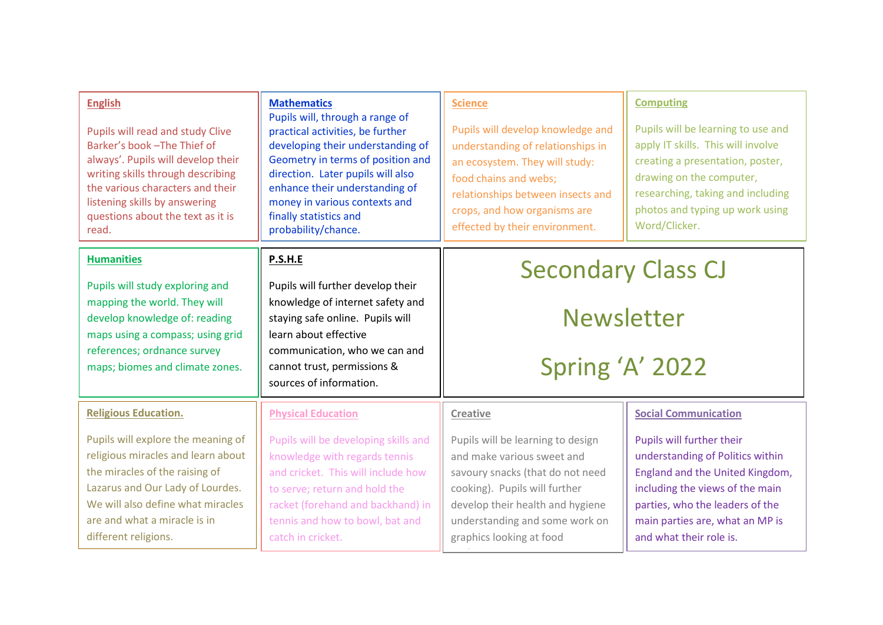# Secondary Class CJ

# Newsletter

# Spring 'A' 2022

## English

Pupils will read and study Clive Barker's book –The Thief of always'. Pupils will develop their writing skills through describing the various characters and their listening skills by answering questions about the text as it is read.

## Mathematics

Pupils will, through a range of practical activities, be further developing their understanding of Geometry in terms of position and direction. Later pupils will also enhance their understanding of money in various contexts and finally statistics and probability/chance.

## Science

Pupils will develop knowledge and understanding of relationships in an ecosystem. They will study: food chains and webs; relationships between insects and crops, and how organisms are effected by their environment.

## Computing

Pupils will be learning to use and apply IT skills. This will involve creating a presentation, poster, drawing on the computer, researching, taking and including photos and typing up work using Word/Clicker.

## Humanities

Pupils will study exploring and mapping the world. They will develop knowledge of: reading maps using a compass; using grid references; ordnance survey maps; biomes and climate zones.

## P.S.H.E

Pupils will further develop their knowledge of internet safety and staying safe online. Pupils will learn about effective communication, who we can and cannot trust, permissions & sources of information.

## Religious Education.

Pupils will explore the meaning of religious miracles and learn about the miracles of the raising of Lazarus and Our Lady of Lourdes. We will also define what miracles are and what a miracle is in different religions.

## Physical Education

Pupils will be developing skills and knowledge with regards tennis and cricket. This will include how to serve; return and hold the racket (forehand and backhand) in tennis and how to bowl, bat and catch in cricket.

## Creative

Pupils will be learning to design and make various sweet and savoury snacks (that do not need cooking). Pupils will further develop their health and hygiene understanding and some work on graphics looking at food

## Social Communication

Pupils will further their understanding of Politics within England and the United Kingdom, including the views of the main parties, who the leaders of the main parties are, what an MP is and what their role is.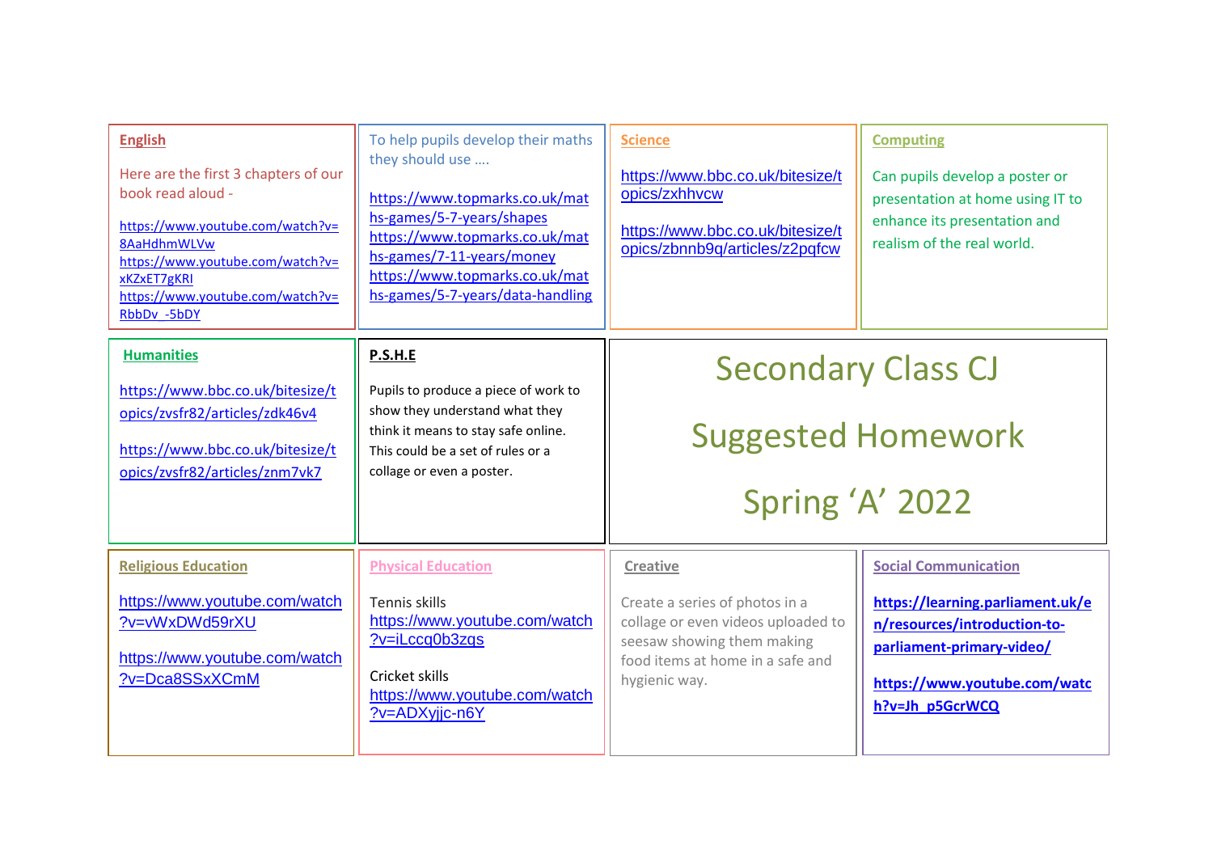# Secondary Class CJ

# Suggested Homework

# Spring 'A' 2022

## English

Here are the first 3 chapters of our book read aloud -

https://www.youtube.com/watch?v=8AaHdhmWLVw
https://www.youtube.com/watch?v=xKZxET7gKRI
https://www.youtube.com/watch?v=RbbDv_-5bDY

## Maths

To help pupils develop their maths they should use ....

https://www.topmarks.co.uk/maths-games/5-7-years/shapes
https://www.topmarks.co.uk/maths-games/7-11-years/money
https://www.topmarks.co.uk/maths-games/5-7-years/data-handling

## Science

https://www.bbc.co.uk/bitesize/topics/zxhhvcw

https://www.bbc.co.uk/bitesize/topics/zbnnb9q/articles/z2pqfcw

## Computing

Can pupils develop a poster or presentation at home using IT to enhance its presentation and realism of the real world.

## Humanities

https://www.bbc.co.uk/bitesize/topics/zvsfr82/articles/zdk46v4

https://www.bbc.co.uk/bitesize/topics/zvsfr82/articles/znm7vk7

## P.S.H.E

Pupils to produce a piece of work to show they understand what they think it means to stay safe online. This could be a set of rules or a collage or even a poster.

## Religious Education

https://www.youtube.com/watch?v=vWxDWd59rXU

https://www.youtube.com/watch?v=Dca8SSxXCmM

## Physical Education

Tennis skills
https://www.youtube.com/watch?v=iLccq0b3zqs

Cricket skills
https://www.youtube.com/watch?v=ADXyjjc-n6Y

## Creative

Create a series of photos in a collage or even videos uploaded to seesaw showing them making food items at home in a safe and hygienic way.

## Social Communication

**https://learning.parliament.uk/en/resources/introduction-to-parliament-primary-video/**

**https://www.youtube.com/watch?v=Jh_p5GcrWCQ**